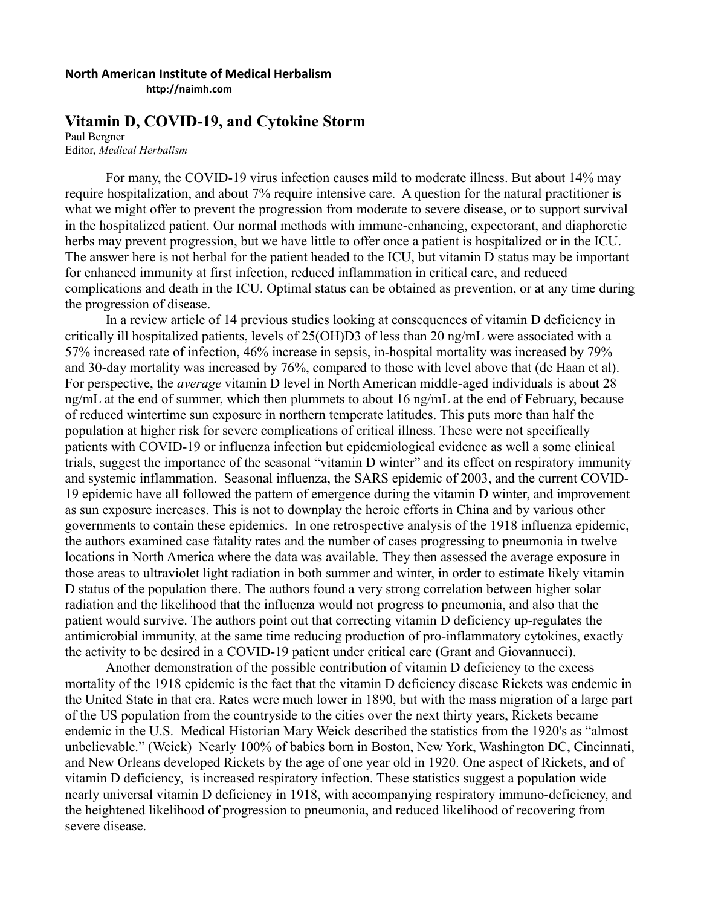**North American Institute of Medical Herbalism**
**http://naimh.com**

## Vitamin D, COVID-19, and Cytokine Storm

Paul Bergner
Editor, *Medical Herbalism*

For many, the COVID-19 virus infection causes mild to moderate illness. But about 14% may require hospitalization, and about 7% require intensive care. A question for the natural practitioner is what we might offer to prevent the progression from moderate to severe disease, or to support survival in the hospitalized patient. Our normal methods with immune-enhancing, expectorant, and diaphoretic herbs may prevent progression, but we have little to offer once a patient is hospitalized or in the ICU. The answer here is not herbal for the patient headed to the ICU, but vitamin D status may be important for enhanced immunity at first infection, reduced inflammation in critical care, and reduced complications and death in the ICU. Optimal status can be obtained as prevention, or at any time during the progression of disease.

In a review article of 14 previous studies looking at consequences of vitamin D deficiency in critically ill hospitalized patients, levels of 25(OH)D3 of less than 20 ng/mL were associated with a 57% increased rate of infection, 46% increase in sepsis, in-hospital mortality was increased by 79% and 30-day mortality was increased by 76%, compared to those with level above that (de Haan et al). For perspective, the *average* vitamin D level in North American middle-aged individuals is about 28 ng/mL at the end of summer, which then plummets to about 16 ng/mL at the end of February, because of reduced wintertime sun exposure in northern temperate latitudes. This puts more than half the population at higher risk for severe complications of critical illness. These were not specifically patients with COVID-19 or influenza infection but epidemiological evidence as well a some clinical trials, suggest the importance of the seasonal "vitamin D winter" and its effect on respiratory immunity and systemic inflammation. Seasonal influenza, the SARS epidemic of 2003, and the current COVID-19 epidemic have all followed the pattern of emergence during the vitamin D winter, and improvement as sun exposure increases. This is not to downplay the heroic efforts in China and by various other governments to contain these epidemics. In one retrospective analysis of the 1918 influenza epidemic, the authors examined case fatality rates and the number of cases progressing to pneumonia in twelve locations in North America where the data was available. They then assessed the average exposure in those areas to ultraviolet light radiation in both summer and winter, in order to estimate likely vitamin D status of the population there. The authors found a very strong correlation between higher solar radiation and the likelihood that the influenza would not progress to pneumonia, and also that the patient would survive. The authors point out that correcting vitamin D deficiency up-regulates the antimicrobial immunity, at the same time reducing production of pro-inflammatory cytokines, exactly the activity to be desired in a COVID-19 patient under critical care (Grant and Giovannucci).

Another demonstration of the possible contribution of vitamin D deficiency to the excess mortality of the 1918 epidemic is the fact that the vitamin D deficiency disease Rickets was endemic in the United State in that era. Rates were much lower in 1890, but with the mass migration of a large part of the US population from the countryside to the cities over the next thirty years, Rickets became endemic in the U.S. Medical Historian Mary Weick described the statistics from the 1920's as "almost unbelievable." (Weick) Nearly 100% of babies born in Boston, New York, Washington DC, Cincinnati, and New Orleans developed Rickets by the age of one year old in 1920. One aspect of Rickets, and of vitamin D deficiency, is increased respiratory infection. These statistics suggest a population wide nearly universal vitamin D deficiency in 1918, with accompanying respiratory immuno-deficiency, and the heightened likelihood of progression to pneumonia, and reduced likelihood of recovering from severe disease.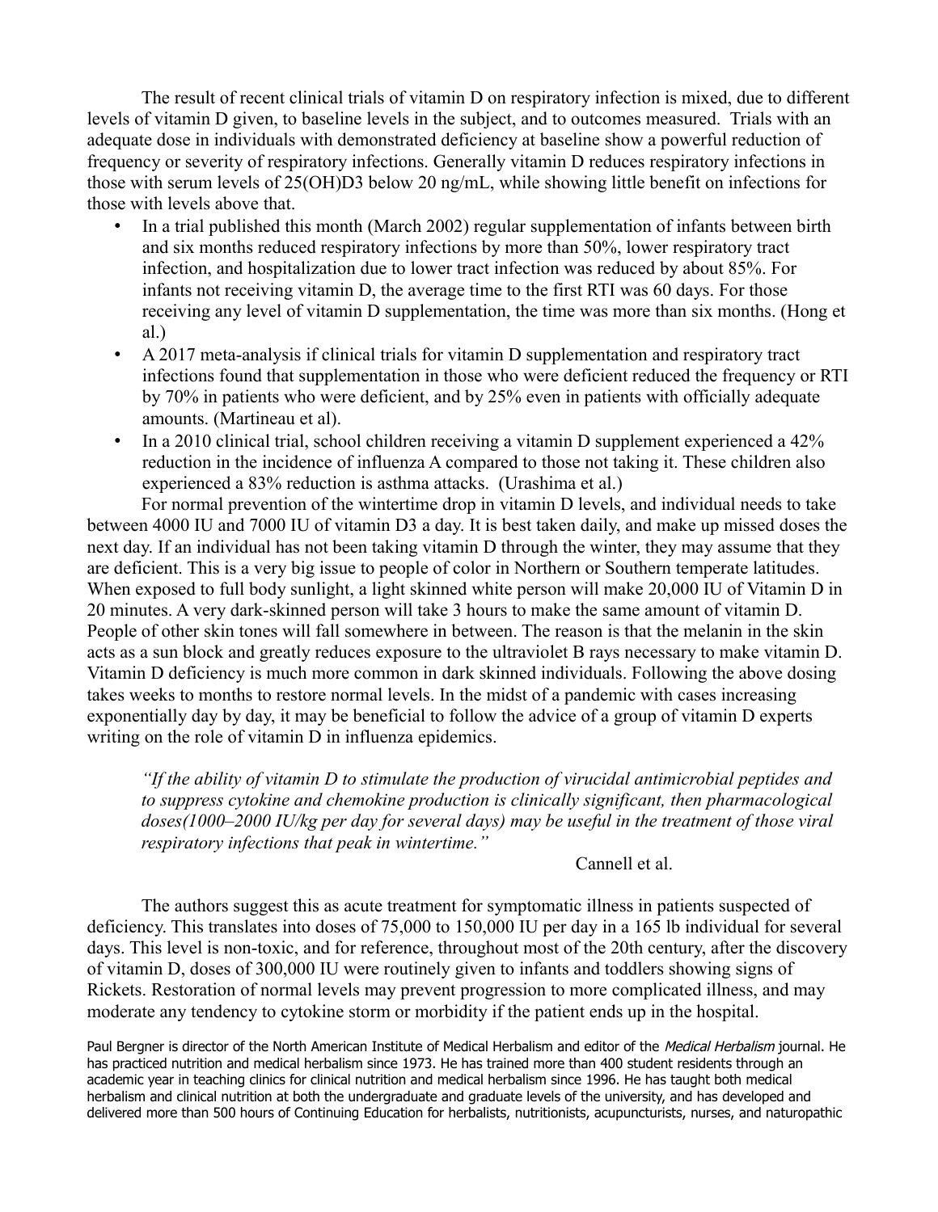The result of recent clinical trials of vitamin D on respiratory infection is mixed, due to different levels of vitamin D given, to baseline levels in the subject, and to outcomes measured. Trials with an adequate dose in individuals with demonstrated deficiency at baseline show a powerful reduction of frequency or severity of respiratory infections. Generally vitamin D reduces respiratory infections in those with serum levels of 25(OH)D3 below 20 ng/mL, while showing little benefit on infections for those with levels above that.

- In a trial published this month (March 2002) regular supplementation of infants between birth and six months reduced respiratory infections by more than 50%, lower respiratory tract infection, and hospitalization due to lower tract infection was reduced by about 85%. For infants not receiving vitamin D, the average time to the first RTI was 60 days. For those receiving any level of vitamin D supplementation, the time was more than six months. (Hong et al.)
- A 2017 meta-analysis if clinical trials for vitamin D supplementation and respiratory tract infections found that supplementation in those who were deficient reduced the frequency or RTI by 70% in patients who were deficient, and by 25% even in patients with officially adequate amounts. (Martineau et al).
- In a 2010 clinical trial, school children receiving a vitamin D supplement experienced a 42% reduction in the incidence of influenza A compared to those not taking it. These children also experienced a 83% reduction is asthma attacks. (Urashima et al.)

For normal prevention of the wintertime drop in vitamin D levels, and individual needs to take between 4000 IU and 7000 IU of vitamin D3 a day. It is best taken daily, and make up missed doses the next day. If an individual has not been taking vitamin D through the winter, they may assume that they are deficient. This is a very big issue to people of color in Northern or Southern temperate latitudes. When exposed to full body sunlight, a light skinned white person will make 20,000 IU of Vitamin D in 20 minutes. A very dark-skinned person will take 3 hours to make the same amount of vitamin D. People of other skin tones will fall somewhere in between. The reason is that the melanin in the skin acts as a sun block and greatly reduces exposure to the ultraviolet B rays necessary to make vitamin D. Vitamin D deficiency is much more common in dark skinned individuals. Following the above dosing takes weeks to months to restore normal levels. In the midst of a pandemic with cases increasing exponentially day by day, it may be beneficial to follow the advice of a group of vitamin D experts writing on the role of vitamin D in influenza epidemics.

> *"If the ability of vitamin D to stimulate the production of virucidal antimicrobial peptides and to suppress cytokine and chemokine production is clinically significant, then pharmacological doses(1000–2000 IU/kg per day for several days) may be useful in the treatment of those viral respiratory infections that peak in wintertime."*
>
> Cannell et al.

The authors suggest this as acute treatment for symptomatic illness in patients suspected of deficiency. This translates into doses of 75,000 to 150,000 IU per day in a 165 lb individual for several days. This level is non-toxic, and for reference, throughout most of the 20th century, after the discovery of vitamin D, doses of 300,000 IU were routinely given to infants and toddlers showing signs of Rickets. Restoration of normal levels may prevent progression to more complicated illness, and may moderate any tendency to cytokine storm or morbidity if the patient ends up in the hospital.

Paul Bergner is director of the North American Institute of Medical Herbalism and editor of the *Medical Herbalism* journal. He has practiced nutrition and medical herbalism since 1973. He has trained more than 400 student residents through an academic year in teaching clinics for clinical nutrition and medical herbalism since 1996. He has taught both medical herbalism and clinical nutrition at both the undergraduate and graduate levels of the university, and has developed and delivered more than 500 hours of Continuing Education for herbalists, nutritionists, acupuncturists, nurses, and naturopathic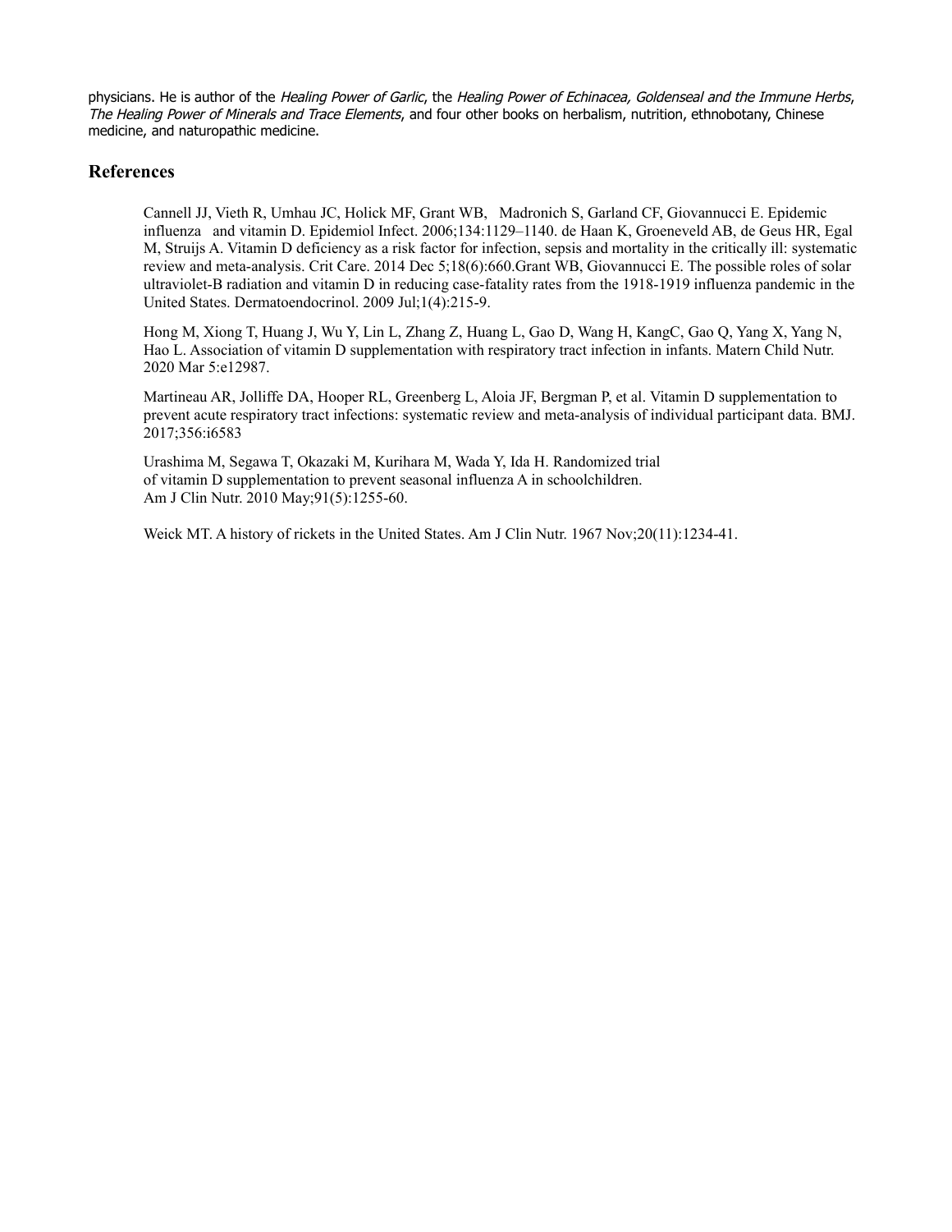physicians. He is author of the *Healing Power of Garlic*, the *Healing Power of Echinacea, Goldenseal and the Immune Herbs*, *The Healing Power of Minerals and Trace Elements*, and four other books on herbalism, nutrition, ethnobotany, Chinese medicine, and naturopathic medicine.

## References

Cannell JJ, Vieth R, Umhau JC, Holick MF, Grant WB, Madronich S, Garland CF, Giovannucci E. Epidemic influenza and vitamin D. Epidemiol Infect. 2006;134:1129–1140. de Haan K, Groeneveld AB, de Geus HR, Egal M, Struijs A. Vitamin D deficiency as a risk factor for infection, sepsis and mortality in the critically ill: systematic review and meta-analysis. Crit Care. 2014 Dec 5;18(6):660.Grant WB, Giovannucci E. The possible roles of solar ultraviolet-B radiation and vitamin D in reducing case-fatality rates from the 1918-1919 influenza pandemic in the United States. Dermatoendocrinol. 2009 Jul;1(4):215-9.

Hong M, Xiong T, Huang J, Wu Y, Lin L, Zhang Z, Huang L, Gao D, Wang H, KangC, Gao Q, Yang X, Yang N, Hao L. Association of vitamin D supplementation with respiratory tract infection in infants. Matern Child Nutr. 2020 Mar 5:e12987.

Martineau AR, Jolliffe DA, Hooper RL, Greenberg L, Aloia JF, Bergman P, et al. Vitamin D supplementation to prevent acute respiratory tract infections: systematic review and meta-analysis of individual participant data. BMJ. 2017;356:i6583

Urashima M, Segawa T, Okazaki M, Kurihara M, Wada Y, Ida H. Randomized trial of vitamin D supplementation to prevent seasonal influenza A in schoolchildren. Am J Clin Nutr. 2010 May;91(5):1255-60.

Weick MT. A history of rickets in the United States. Am J Clin Nutr. 1967 Nov;20(11):1234-41.